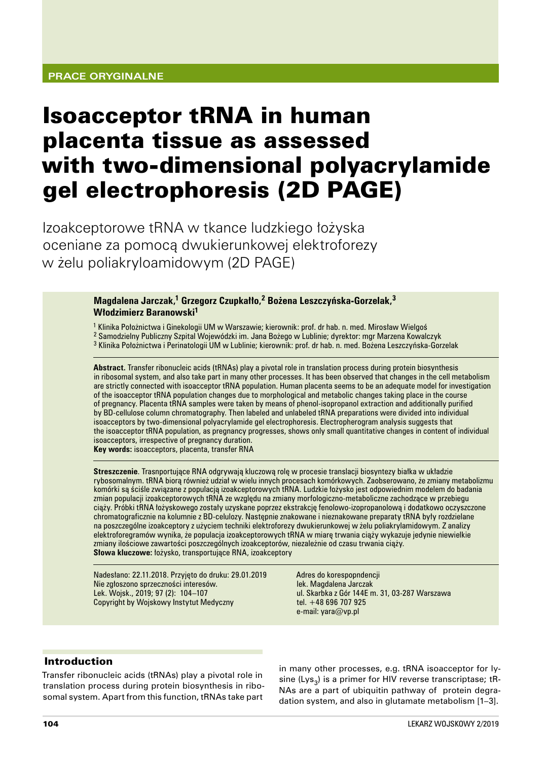PRACE ORYGINALNE

# Isoacceptor tRNA in human placenta tissue as assessed with two-dimensional polyacrylamide gel electrophoresis (2D PAGE)

Izoakceptorowe tRNA w tkance ludzkiego łożyska oceniane za pomocą dwukierunkowej elektroforezy w żelu poliakryloamidowym (2D PAGE)

**Magdalena Jarczak,[1] Grzegorz Czupkałło,[2] Bożena Leszczyńska-Gorzelak,[3] Włodzimierz Baranowski[1]**

[1] Klinika Położnictwa i Ginekologii UM w Warszawie; kierownik: prof. dr hab. n. med. Mirosław Wielgoś
[2] Samodzielny Publiczny Szpital Wojewódzki im. Jana Bożego w Lublinie; dyrektor: mgr Marzena Kowalczyk
[3] Klinika Położnictwa i Perinatologii UM w Lublinie; kierownik: prof. dr hab. n. med. Bożena Leszczyńska-Gorzelak

**Abstract.** Transfer ribonucleic acids (tRNAs) play a pivotal role in translation process during protein biosynthesis in ribosomal system, and also take part in many other processes. It has been observed that changes in the cell metabolism are strictly connected with isoacceptor tRNA population. Human placenta seems to be an adequate model for investigation of the isoacceptor tRNA population changes due to morphological and metabolic changes taking place in the course of pregnancy. Placenta tRNA samples were taken by means of phenol-isopropanol extraction and additionally purified by BD-cellulose column chromatography. Then labeled and unlabeled tRNA preparations were divided into individual isoacceptors by two-dimensional polyacrylamide gel electrophoresis. Electropherogram analysis suggests that the isoacceptor tRNA population, as pregnancy progresses, shows only small quantitative changes in content of individual isoacceptors, irrespective of pregnancy duration.
**Key words:** isoacceptors, placenta, transfer RNA

**Streszczenie**. Trasnportujące RNA odgrywają kluczową rolę w procesie translacji biosyntezy białka w układzie rybosomalnym. tRNA biorą również udział w wielu innych procesach komórkowych. Zaobserowano, że zmiany metabolizmu komórki są ściśle związane z populacją izoakceptorowych tRNA. Ludzkie łożysko jest odpowiednim modelem do badania zmian populacji izoakceptorowych tRNA ze względu na zmiany morfologiczno-metaboliczne zachodzące w przebiegu ciąży. Próbki tRNA łożyskowego zostały uzyskane poprzez ekstrakcję fenolowo-izopropanolową i dodatkowo oczyszczone chromatograficznie na kolumnie z BD-celulozy. Następnie znakowane i nieznakowane preparaty tRNA były rozdzielane na poszczególne izoakceptory z użyciem techniki elektroforezy dwukierunkowej w żelu poliakrylamidowym. Z analizy elektroforegramów wynika, że populacja izoakceptorowych tRNA w miarę trwania ciąży wykazuje jedynie niewielkie zmiany ilościowe zawartości poszczególnych izoakceptorów, niezależnie od czasu trwania ciąży.
**Słowa kluczowe:** łożysko, transportujące RNA, izoakceptory

Nadesłano: 22.11.2018. Przyjęto do druku: 29.01.2019
Nie zgłoszono sprzeczności interesów.
Lek. Wojsk., 2019; 97 (2): 104–107
Copyright by Wojskowy Instytut Medyczny

Adres do korespopndencji
lek. Magdalena Jarczak
ul. Skarbka z Gór 144E m. 31, 03-287 Warszawa
tel. +48 696 707 925
e-mail: yara@vp.pl

## Introduction

Transfer ribonucleic acids (tRNAs) play a pivotal role in translation process during protein biosynthesis in ribosomal system. Apart from this function, tRNAs take part in many other processes, e.g. tRNA isoacceptor for lysine ($Lys_3$) is a primer for HIV reverse transcriptase; tRNAs are a part of ubiquitin pathway of protein degradation system, and also in glutamate metabolism [1–3].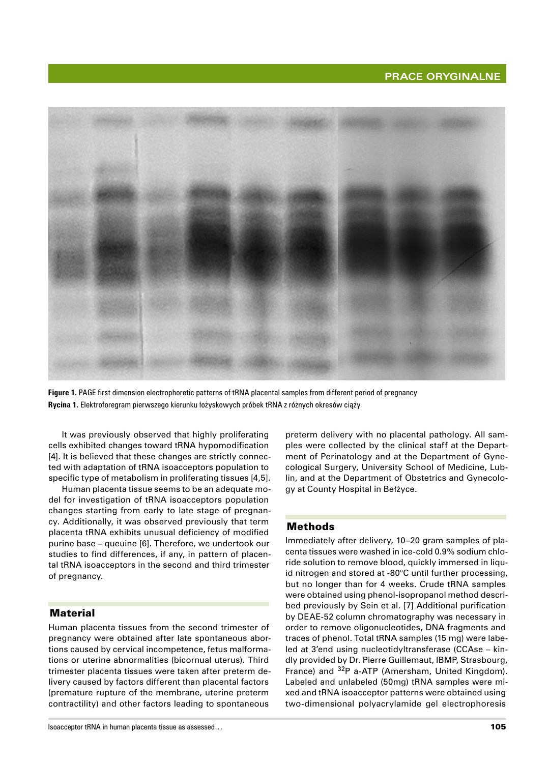Figure 1. PAGE first dimension electrophoretic patterns of tRNA placental samples from different period of pregnancy

Rycina 1. Elektroforegram pierwszego kierunku łożyskowych próbek tRNA z różnych okresów ciąży

It was previously observed that highly proliferating cells exhibited changes toward tRNA hypomodification [4]. It is believed that these changes are strictly connected with adaptation of tRNA isoacceptors population to specific type of metabolism in proliferating tissues [4,5].

Human placenta tissue seems to be an adequate model for investigation of tRNA isoacceptors population changes starting from early to late stage of pregnancy. Additionally, it was observed previously that term placenta tRNA exhibits unusual deficiency of modified purine base – queuine [6]. Therefore, we undertook our studies to find differences, if any, in pattern of placental tRNA isoacceptors in the second and third trimester of pregnancy.

## Material

Human placenta tissues from the second trimester of pregnancy were obtained after late spontaneous abortions caused by cervical incompetence, fetus malformations or uterine abnormalities (bicornual uterus). Third trimester placenta tissues were taken after preterm delivery caused by factors different than placental factors (premature rupture of the membrane, uterine preterm contractility) and other factors leading to spontaneous preterm delivery with no placental pathology. All samples were collected by the clinical staff at the Department of Perinatology and at the Department of Gynecological Surgery, University School of Medicine, Lublin, and at the Department of Obstetrics and Gynecology at County Hospital in Bełżyce.

## Methods

Immediately after delivery, 10–20 gram samples of placenta tissues were washed in ice-cold 0.9% sodium chloride solution to remove blood, quickly immersed in liquid nitrogen and stored at -80°C until further processing, but no longer than for 4 weeks. Crude tRNA samples were obtained using phenol-isopropanol method described previously by Sein et al. [7] Additional purification by DEAE-52 column chromatography was necessary in order to remove oligonucleotides, DNA fragments and traces of phenol. Total tRNA samples (15 mg) were labeled at 3'end using nucleotidyltransferase (CCAse – kindly provided by Dr. Pierre Guillemaut, IBMP, Strasbourg, France) and $^{32}$P a-ATP (Amersham, United Kingdom). Labeled and unlabeled (50mg) tRNA samples were mixed and tRNA isoacceptor patterns were obtained using two-dimensional polyacrylamide gel electrophoresis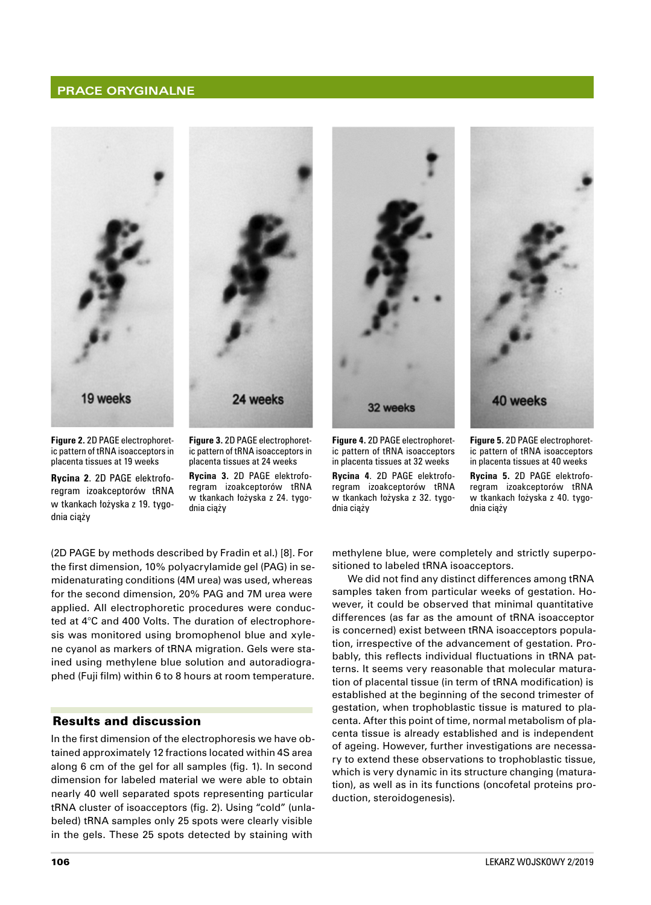**Figure 2.** 2D PAGE electrophoretic pattern of tRNA isoacceptors in placenta tissues at 19 weeks

**Rycina 2**. 2D PAGE elektroforegram izoakceptorów tRNA w tkankach łożyska z 19. tygodnia ciąży

**Figure 3.** 2D PAGE electrophoretic pattern of tRNA isoacceptors in placenta tissues at 24 weeks

**Rycina 3.** 2D PAGE elektroforegram izoakceptorów tRNA w tkankach łożyska z 24. tygodnia ciąży

**Figure 4.** 2D PAGE electrophoretic pattern of tRNA isoacceptors in placenta tissues at 32 weeks

**Rycina 4**. 2D PAGE elektroforegram izoakceptorów tRNA w tkankach łożyska z 32. tygodnia ciąży

**Figure 5.** 2D PAGE electrophoretic pattern of tRNA isoacceptors in placenta tissues at 40 weeks

**Rycina 5.** 2D PAGE elektroforegram izoakceptorów tRNA w tkankach łożyska z 40. tygodnia ciąży

(2D PAGE by methods described by Fradin et al.) [8]. For the first dimension, 10% polyacrylamide gel (PAG) in semidenaturating conditions (4M urea) was used, whereas for the second dimension, 20% PAG and 7M urea were applied. All electrophoretic procedures were conducted at 4°C and 400 Volts. The duration of electrophoresis was monitored using bromophenol blue and xylene cyanol as markers of tRNA migration. Gels were stained using methylene blue solution and autoradiographed (Fuji film) within 6 to 8 hours at room temperature.

## Results and discussion

In the first dimension of the electrophoresis we have obtained approximately 12 fractions located within 4S area along 6 cm of the gel for all samples (fig. 1). In second dimension for labeled material we were able to obtain nearly 40 well separated spots representing particular tRNA cluster of isoacceptors (fig. 2). Using "cold" (unlabeled) tRNA samples only 25 spots were clearly visible in the gels. These 25 spots detected by staining with methylene blue, were completely and strictly superpositioned to labeled tRNA isoacceptors.

We did not find any distinct differences among tRNA samples taken from particular weeks of gestation. However, it could be observed that minimal quantitative differences (as far as the amount of tRNA isoacceptor is concerned) exist between tRNA isoacceptors population, irrespective of the advancement of gestation. Probably, this reflects individual fluctuations in tRNA patterns. It seems very reasonable that molecular maturation of placental tissue (in term of tRNA modification) is established at the beginning of the second trimester of gestation, when trophoblastic tissue is matured to placenta. After this point of time, normal metabolism of placenta tissue is already established and is independent of ageing. However, further investigations are necessary to extend these observations to trophoblastic tissue, which is very dynamic in its structure changing (maturation), as well as in its functions (oncofetal proteins production, steroidogenesis).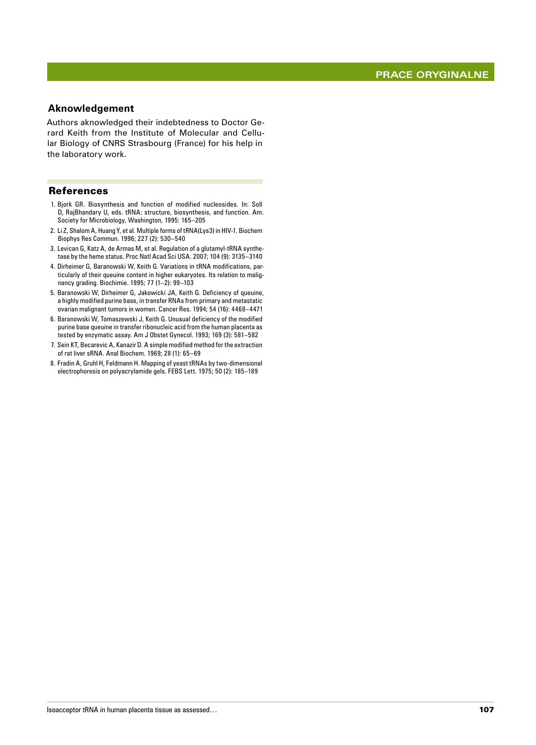## Aknowledgement

Authors aknowledged their indebtedness to Doctor Gerard Keith from the Institute of Molecular and Cellular Biology of CNRS Strasbourg (France) for his help in the laboratory work.

## References

1. Bjork GR. Biosynthesis and function of modified nucleosides. In: Soll D, RajBhandary U, eds. tRNA: structure, biosynthesis, and function. Am. Society for Microbiology, Washington, 1995: 165–205
2. Li Z, Shalom A, Huang Y, et al. Multiple forms of tRNA(Lys3) in HIV-1. Biochem Biophys Res Commun. 1996; 227 (2): 530–540
3. Levican G, Katz A, de Armas M, et al. Regulation of a glutamyl-tRNA synthetase by the heme status. Proc Natl Acad Sci USA. 2007; 104 (9): 3135–3140
4. Dirheimer G, Baranowski W, Keith G. Variations in tRNA modifications, particularly of their queuine content in higher eukaryotes. Its relation to malignancy grading. Biochimie. 1995; 77 (1–2): 99–103
5. Baranowski W, Dirheimer G, Jakowicki JA, Keith G. Deficiency of queuine, a highly modified purine base, in transfer RNAs from primary and metastatic ovarian malignant tumors in women. Cancer Res. 1994; 54 (16): 4468–4471
6. Baranowski W, Tomaszewski J, Keith G. Unusual deficiency of the modified purine base queuine in transfer ribonucleic acid from the human placenta as tested by enzymatic assay. Am J Obstet Gynecol. 1993; 169 (3): 581–582
7. Sein KT, Becarevic A, Kanazir D. A simple modified method for the extraction of rat liver sRNA. Anal Biochem. 1969; 28 (1): 65–69
8. Fradin A, Gruhl H, Feldmann H. Mapping of yeast tRNAs by two-dimensional electrophoresis on polyacrylamide gels. FEBS Lett. 1975; 50 (2): 185–189